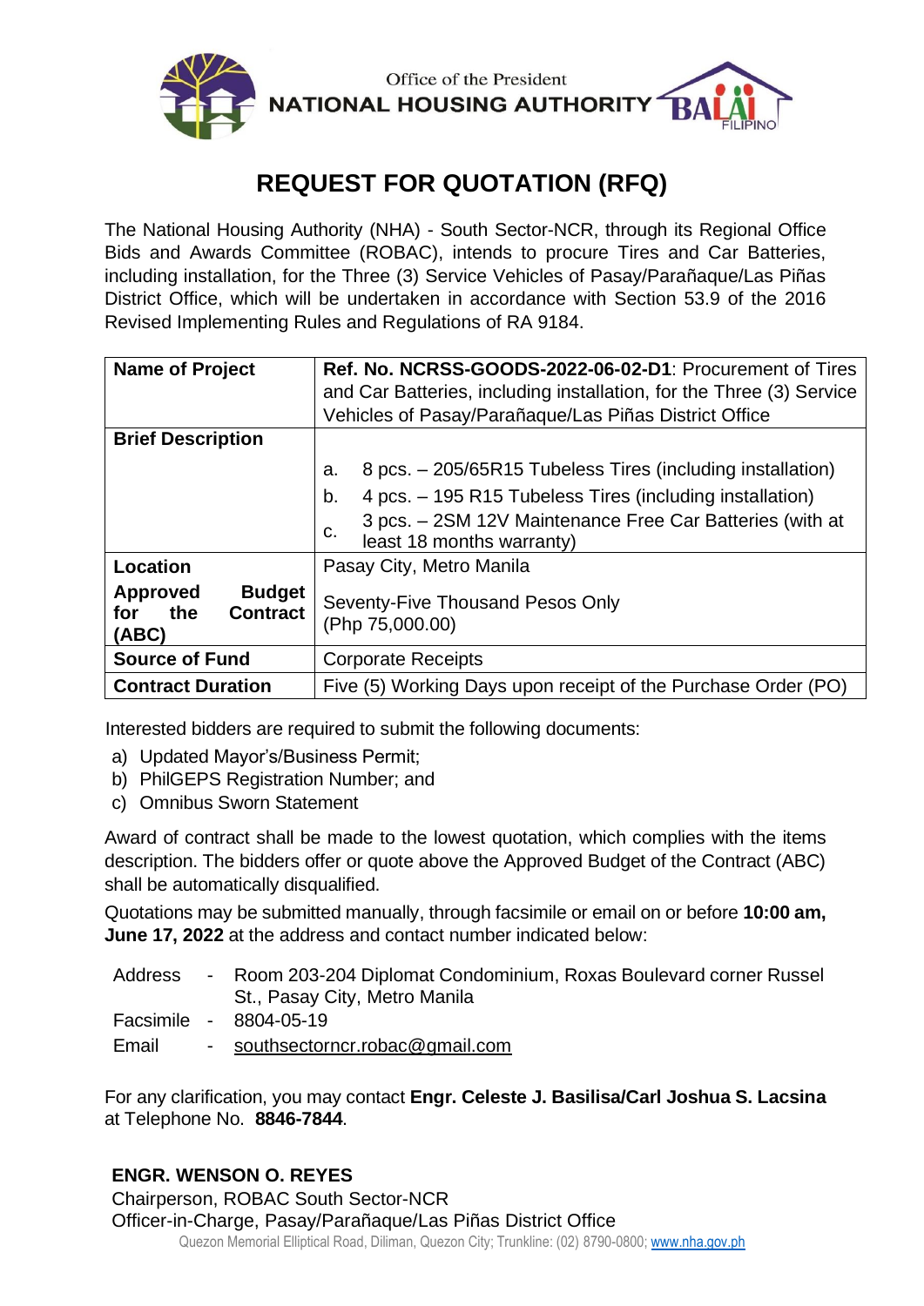Office of the President
NATIONAL HOUSING AUTHORITY

# REQUEST FOR QUOTATION (RFQ)

The National Housing Authority (NHA) - South Sector-NCR, through its Regional Office Bids and Awards Committee (ROBAC), intends to procure Tires and Car Batteries, including installation, for the Three (3) Service Vehicles of Pasay/Parañaque/Las Piñas District Office, which will be undertaken in accordance with Section 53.9 of the 2016 Revised Implementing Rules and Regulations of RA 9184.

| | |
|---|---|
| **Name of Project** | **Ref. No. NCRSS-GOODS-2022-06-02-D1**: Procurement of Tires and Car Batteries, including installation, for the Three (3) Service Vehicles of Pasay/Parañaque/Las Piñas District Office |
| **Brief Description** | a. 8 pcs. – 205/65R15 Tubeless Tires (including installation)<br>b. 4 pcs. – 195 R15 Tubeless Tires (including installation)<br>c. 3 pcs. – 2SM 12V Maintenance Free Car Batteries (with at least 18 months warranty) |
| **Location** | Pasay City, Metro Manila |
| **Approved Budget for the Contract (ABC)** | Seventy-Five Thousand Pesos Only (Php 75,000.00) |
| **Source of Fund** | Corporate Receipts |
| **Contract Duration** | Five (5) Working Days upon receipt of the Purchase Order (PO) |

Interested bidders are required to submit the following documents:

a) Updated Mayor's/Business Permit;
b) PhilGEPS Registration Number; and
c) Omnibus Sworn Statement

Award of contract shall be made to the lowest quotation, which complies with the items description. The bidders offer or quote above the Approved Budget of the Contract (ABC) shall be automatically disqualified.

Quotations may be submitted manually, through facsimile or email on or before **10:00 am, June 17, 2022** at the address and contact number indicated below:

Address - Room 203-204 Diplomat Condominium, Roxas Boulevard corner Russel St., Pasay City, Metro Manila
Facsimile - 8804-05-19
Email - southsectorncr.robac@gmail.com

For any clarification, you may contact **Engr. Celeste J. Basilisa/Carl Joshua S. Lacsina** at Telephone No. **8846-7844**.

**ENGR. WENSON O. REYES**
Chairperson, ROBAC South Sector-NCR
Officer-in-Charge, Pasay/Parañaque/Las Piñas District Office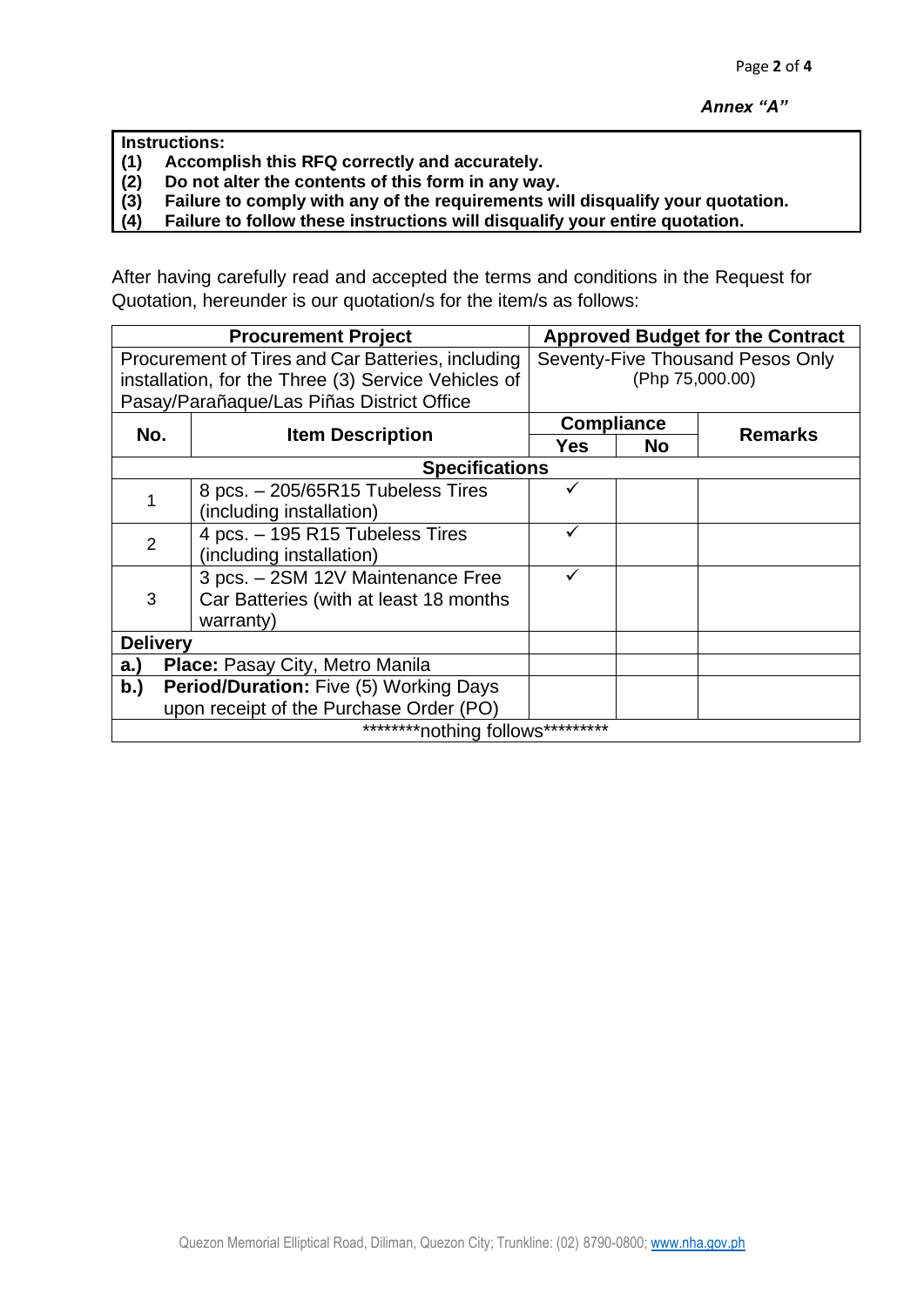*Annex "A"*

**Instructions:**
**(1) Accomplish this RFQ correctly and accurately.**
**(2) Do not alter the contents of this form in any way.**
**(3) Failure to comply with any of the requirements will disqualify your quotation.**
**(4) Failure to follow these instructions will disqualify your entire quotation.**

After having carefully read and accepted the terms and conditions in the Request for Quotation, hereunder is our quotation/s for the item/s as follows:

| **Procurement Project** | | **Approved Budget for the Contract** | | |
|---|---|---|---|---|
| Procurement of Tires and Car Batteries, including installation, for the Three (3) Service Vehicles of Pasay/Parañaque/Las Piñas District Office | | Seventy-Five Thousand Pesos Only (Php 75,000.00) | | |
| **No.** | **Item Description** | **Compliance** | | **Remarks** |
| | | **Yes** | **No** | |
| **Specifications** | | | | |
| 1 | 8 pcs. – 205/65R15 Tubeless Tires (including installation) | ✓ | | |
| 2 | 4 pcs. – 195 R15 Tubeless Tires (including installation) | ✓ | | |
| 3 | 3 pcs. – 2SM 12V Maintenance Free Car Batteries (with at least 18 months warranty) | ✓ | | |
| **Delivery** | | | | |
| **a.)** | **Place:** Pasay City, Metro Manila | | | |
| **b.)** | **Period/Duration:** Five (5) Working Days upon receipt of the Purchase Order (PO) | | | |
| ********nothing follows********* | | | | |

Quezon Memorial Elliptical Road, Diliman, Quezon City; Trunkline: (02) 8790-0800; www.nha.gov.ph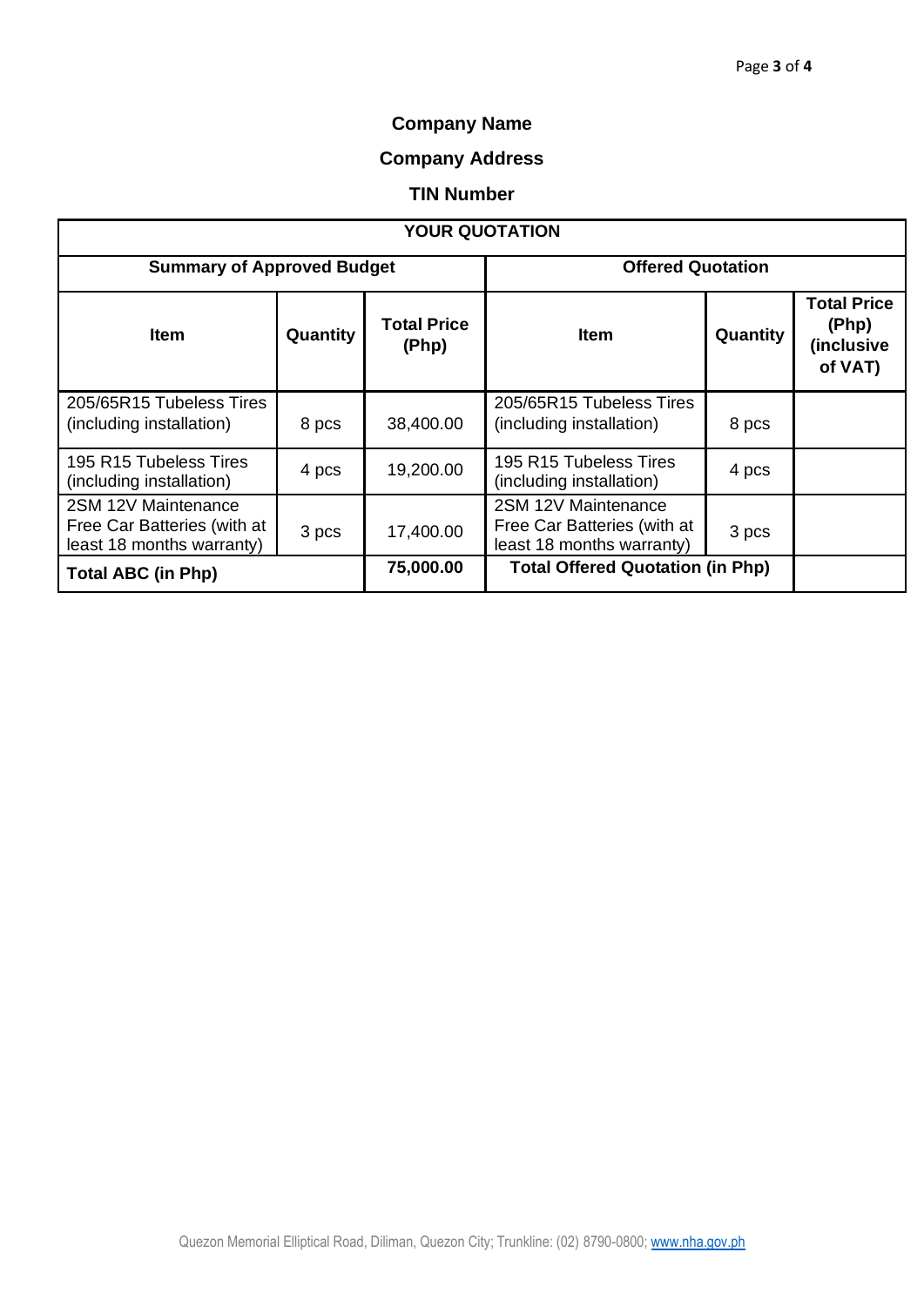**Company Name**

**Company Address**

**TIN Number**

| YOUR QUOTATION | | | | | |
|---|---|---|---|---|---|
| **Summary of Approved Budget** | | | **Offered Quotation** | | |
| **Item** | **Quantity** | **Total Price (Php)** | **Item** | **Quantity** | **Total Price (Php) (inclusive of VAT)** |
| 205/65R15 Tubeless Tires (including installation) | 8 pcs | 38,400.00 | 205/65R15 Tubeless Tires (including installation) | 8 pcs | |
| 195 R15 Tubeless Tires (including installation) | 4 pcs | 19,200.00 | 195 R15 Tubeless Tires (including installation) | 4 pcs | |
| 2SM 12V Maintenance Free Car Batteries (with at least 18 months warranty) | 3 pcs | 17,400.00 | 2SM 12V Maintenance Free Car Batteries (with at least 18 months warranty) | 3 pcs | |
| **Total ABC (in Php)** | | **75,000.00** | **Total Offered Quotation (in Php)** | | |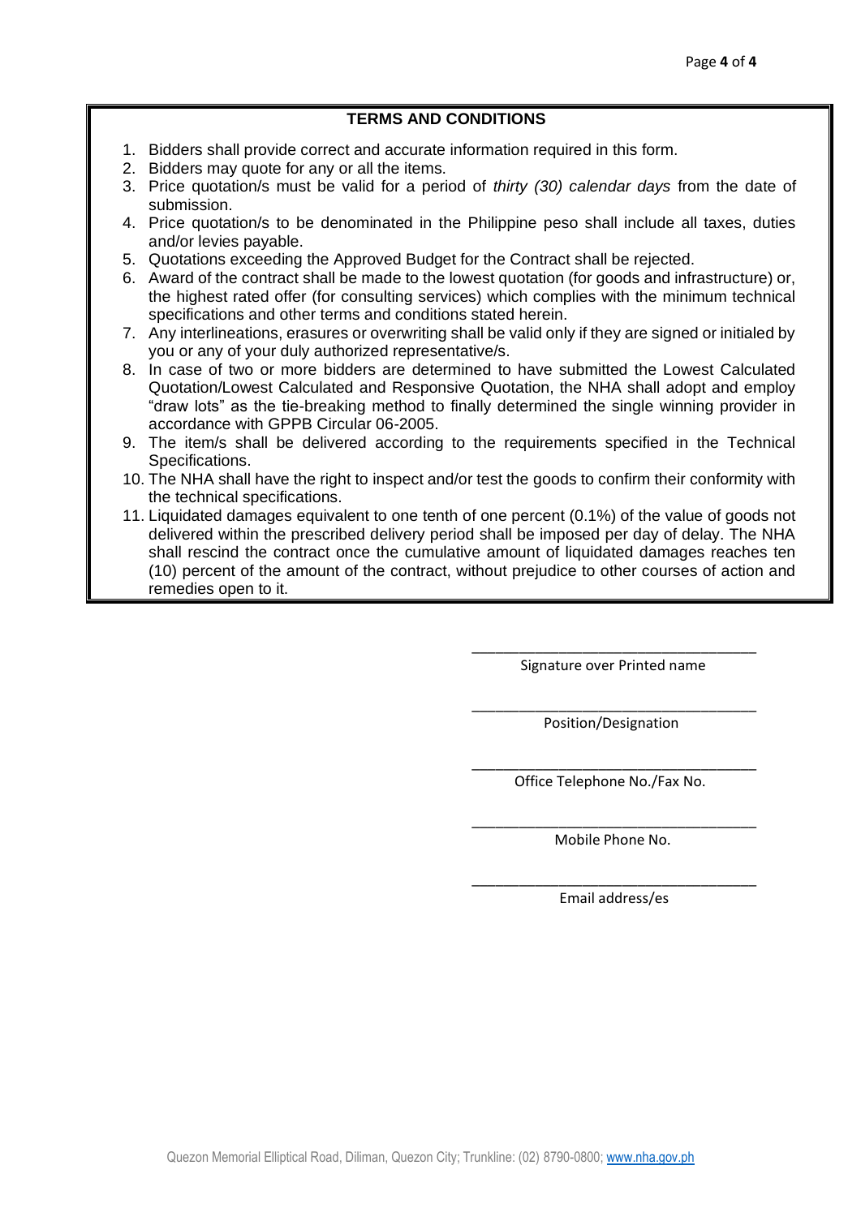## TERMS AND CONDITIONS

1. Bidders shall provide correct and accurate information required in this form.
2. Bidders may quote for any or all the items.
3. Price quotation/s must be valid for a period of *thirty (30) calendar days* from the date of submission.
4. Price quotation/s to be denominated in the Philippine peso shall include all taxes, duties and/or levies payable.
5. Quotations exceeding the Approved Budget for the Contract shall be rejected.
6. Award of the contract shall be made to the lowest quotation (for goods and infrastructure) or, the highest rated offer (for consulting services) which complies with the minimum technical specifications and other terms and conditions stated herein.
7. Any interlineations, erasures or overwriting shall be valid only if they are signed or initialed by you or any of your duly authorized representative/s.
8. In case of two or more bidders are determined to have submitted the Lowest Calculated Quotation/Lowest Calculated and Responsive Quotation, the NHA shall adopt and employ "draw lots" as the tie-breaking method to finally determined the single winning provider in accordance with GPPB Circular 06-2005.
9. The item/s shall be delivered according to the requirements specified in the Technical Specifications.
10. The NHA shall have the right to inspect and/or test the goods to confirm their conformity with the technical specifications.
11. Liquidated damages equivalent to one tenth of one percent (0.1%) of the value of goods not delivered within the prescribed delivery period shall be imposed per day of delay. The NHA shall rescind the contract once the cumulative amount of liquidated damages reaches ten (10) percent of the amount of the contract, without prejudice to other courses of action and remedies open to it.

___________________________________
Signature over Printed name

___________________________________
Position/Designation

___________________________________
Office Telephone No./Fax No.

___________________________________
Mobile Phone No.

___________________________________
Email address/es

Quezon Memorial Elliptical Road, Diliman, Quezon City; Trunkline: (02) 8790-0800; www.nha.gov.ph